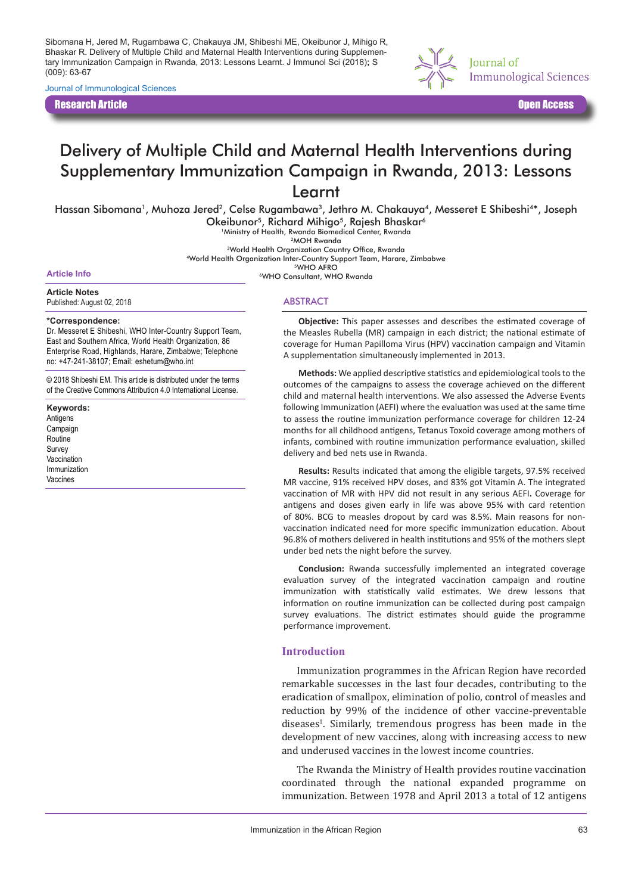Sibomana H, Jered M, Rugambawa C, Chakauya JM, Shibeshi ME, Okeibunor J, Mihigo R, Bhaskar R. Delivery of Multiple Child and Maternal Health Interventions during Supplementary Immunization Campaign in Rwanda, 2013: Lessons Learnt. J Immunol Sci (2018); S (009): 63-67

Journal of Immunological Sciences

**Research Article** | **Open Access**

# Delivery of Multiple Child and Maternal Health Interventions during Supplementary Immunization Campaign in Rwanda, 2013: Lessons Learnt

Hassan Sibomana[1], Muhoza Jered[2], Celse Rugambawa[3], Jethro M. Chakauya[4], Messeret E Shibeshi[4]*, Joseph Okeibunor[5], Richard Mihigo[5], Rajesh Bhaskar[6]

[1]Ministry of Health, Rwanda Biomedical Center, Rwanda
[2]MOH Rwanda
[3]World Health Organization Country Office, Rwanda
[4]World Health Organization Inter-Country Support Team, Harare, Zimbabwe
[5]WHO AFRO
[6]WHO Consultant, WHO Rwanda

**Article Info**

**Article Notes**
Published: August 02, 2018

***Correspondence:**
Dr. Messeret E Shibeshi, WHO Inter-Country Support Team, East and Southern Africa, World Health Organization, 86 Enterprise Road, Highlands, Harare, Zimbabwe; Telephone no: +47-241-38107; Email: eshetum@who.int

© 2018 Shibeshi EM. This article is distributed under the terms of the Creative Commons Attribution 4.0 International License.

**Keywords:**
Antigens
Campaign
Routine
Survey
Vaccination
Immunization
Vaccines

## ABSTRACT

**Objective:** This paper assesses and describes the estimated coverage of the Measles Rubella (MR) campaign in each district; the national estimate of coverage for Human Papilloma Virus (HPV) vaccination campaign and Vitamin A supplementation simultaneously implemented in 2013.

**Methods:** We applied descriptive statistics and epidemiological tools to the outcomes of the campaigns to assess the coverage achieved on the different child and maternal health interventions. We also assessed the Adverse Events following Immunization (AEFI) where the evaluation was used at the same time to assess the routine immunization performance coverage for children 12-24 months for all childhood antigens, Tetanus Toxoid coverage among mothers of infants, combined with routine immunization performance evaluation, skilled delivery and bed nets use in Rwanda.

**Results:** Results indicated that among the eligible targets, 97.5% received MR vaccine, 91% received HPV doses, and 83% got Vitamin A. The integrated vaccination of MR with HPV did not result in any serious AEFI. Coverage for antigens and doses given early in life was above 95% with card retention of 80%. BCG to measles dropout by card was 8.5%. Main reasons for non-vaccination indicated need for more specific immunization education. About 96.8% of mothers delivered in health institutions and 95% of the mothers slept under bed nets the night before the survey.

**Conclusion:** Rwanda successfully implemented an integrated coverage evaluation survey of the integrated vaccination campaign and routine immunization with statistically valid estimates. We drew lessons that information on routine immunization can be collected during post campaign survey evaluations. The district estimates should guide the programme performance improvement.

## Introduction

Immunization programmes in the African Region have recorded remarkable successes in the last four decades, contributing to the eradication of smallpox, elimination of polio, control of measles and reduction by 99% of the incidence of other vaccine-preventable diseases[1]. Similarly, tremendous progress has been made in the development of new vaccines, along with increasing access to new and underused vaccines in the lowest income countries.

The Rwanda the Ministry of Health provides routine vaccination coordinated through the national expanded programme on immunization. Between 1978 and April 2013 a total of 12 antigens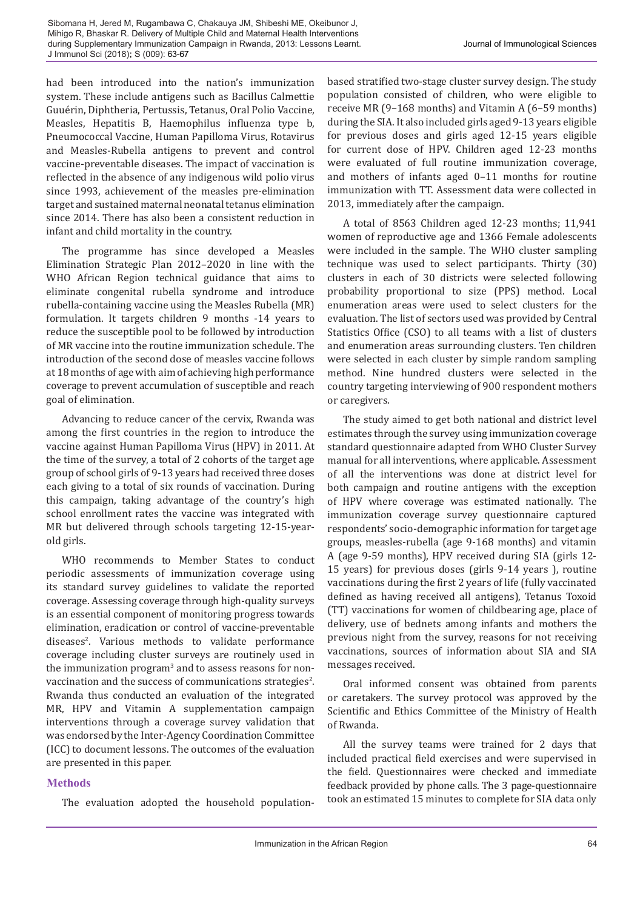had been introduced into the nation's immunization system. These include antigens such as Bacillus Calmettie Guuérin, Diphtheria, Pertussis, Tetanus, Oral Polio Vaccine, Measles, Hepatitis B, Haemophilus influenza type b, Pneumococcal Vaccine, Human Papilloma Virus, Rotavirus and Measles-Rubella antigens to prevent and control vaccine-preventable diseases. The impact of vaccination is reflected in the absence of any indigenous wild polio virus since 1993, achievement of the measles pre-elimination target and sustained maternal neonatal tetanus elimination since 2014. There has also been a consistent reduction in infant and child mortality in the country.

The programme has since developed a Measles Elimination Strategic Plan 2012–2020 in line with the WHO African Region technical guidance that aims to eliminate congenital rubella syndrome and introduce rubella-containing vaccine using the Measles Rubella (MR) formulation. It targets children 9 months -14 years to reduce the susceptible pool to be followed by introduction of MR vaccine into the routine immunization schedule. The introduction of the second dose of measles vaccine follows at 18 months of age with aim of achieving high performance coverage to prevent accumulation of susceptible and reach goal of elimination.

Advancing to reduce cancer of the cervix, Rwanda was among the first countries in the region to introduce the vaccine against Human Papilloma Virus (HPV) in 2011. At the time of the survey, a total of 2 cohorts of the target age group of school girls of 9-13 years had received three doses each giving to a total of six rounds of vaccination. During this campaign, taking advantage of the country's high school enrollment rates the vaccine was integrated with MR but delivered through schools targeting 12-15-year-old girls.

WHO recommends to Member States to conduct periodic assessments of immunization coverage using its standard survey guidelines to validate the reported coverage. Assessing coverage through high-quality surveys is an essential component of monitoring progress towards elimination, eradication or control of vaccine-preventable diseases[2]. Various methods to validate performance coverage including cluster surveys are routinely used in the immunization program[3] and to assess reasons for non-vaccination and the success of communications strategies[2]. Rwanda thus conducted an evaluation of the integrated MR, HPV and Vitamin A supplementation campaign interventions through a coverage survey validation that was endorsed by the Inter-Agency Coordination Committee (ICC) to document lessons. The outcomes of the evaluation are presented in this paper.

## Methods

The evaluation adopted the household population-based stratified two-stage cluster survey design. The study population consisted of children, who were eligible to receive MR (9–168 months) and Vitamin A (6–59 months) during the SIA. It also included girls aged 9-13 years eligible for previous doses and girls aged 12-15 years eligible for current dose of HPV. Children aged 12-23 months were evaluated of full routine immunization coverage, and mothers of infants aged 0–11 months for routine immunization with TT. Assessment data were collected in 2013, immediately after the campaign.

A total of 8563 Children aged 12-23 months; 11,941 women of reproductive age and 1366 Female adolescents were included in the sample. The WHO cluster sampling technique was used to select participants. Thirty (30) clusters in each of 30 districts were selected following probability proportional to size (PPS) method. Local enumeration areas were used to select clusters for the evaluation. The list of sectors used was provided by Central Statistics Office (CSO) to all teams with a list of clusters and enumeration areas surrounding clusters. Ten children were selected in each cluster by simple random sampling method. Nine hundred clusters were selected in the country targeting interviewing of 900 respondent mothers or caregivers.

The study aimed to get both national and district level estimates through the survey using immunization coverage standard questionnaire adapted from WHO Cluster Survey manual for all interventions, where applicable. Assessment of all the interventions was done at district level for both campaign and routine antigens with the exception of HPV where coverage was estimated nationally. The immunization coverage survey questionnaire captured respondents' socio-demographic information for target age groups, measles-rubella (age 9-168 months) and vitamin A (age 9-59 months), HPV received during SIA (girls 12-15 years) for previous doses (girls 9-14 years ), routine vaccinations during the first 2 years of life (fully vaccinated defined as having received all antigens), Tetanus Toxoid (TT) vaccinations for women of childbearing age, place of delivery, use of bednets among infants and mothers the previous night from the survey, reasons for not receiving vaccinations, sources of information about SIA and SIA messages received.

Oral informed consent was obtained from parents or caretakers. The survey protocol was approved by the Scientific and Ethics Committee of the Ministry of Health of Rwanda.

All the survey teams were trained for 2 days that included practical field exercises and were supervised in the field. Questionnaires were checked and immediate feedback provided by phone calls. The 3 page-questionnaire took an estimated 15 minutes to complete for SIA data only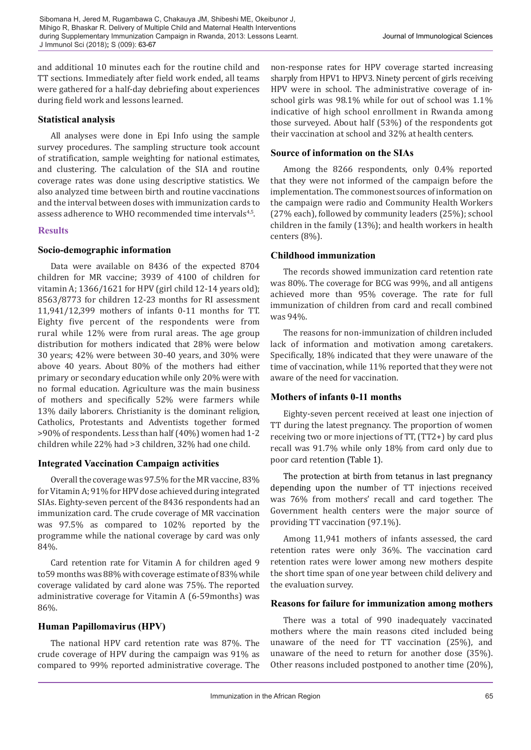and additional 10 minutes each for the routine child and TT sections. Immediately after field work ended, all teams were gathered for a half-day debriefing about experiences during field work and lessons learned.

### Statistical analysis

All analyses were done in Epi Info using the sample survey procedures. The sampling structure took account of stratification, sample weighting for national estimates, and clustering. The calculation of the SIA and routine coverage rates was done using descriptive statistics. We also analyzed time between birth and routine vaccinations and the interval between doses with immunization cards to assess adherence to WHO recommended time intervals[4,5].

## Results

### Socio-demographic information

Data were available on 8436 of the expected 8704 children for MR vaccine; 3939 of 4100 of children for vitamin A; 1366/1621 for HPV (girl child 12-14 years old); 8563/8773 for children 12-23 months for RI assessment 11,941/12,399 mothers of infants 0-11 months for TT. Eighty five percent of the respondents were from rural while 12% were from rural areas. The age group distribution for mothers indicated that 28% were below 30 years; 42% were between 30-40 years, and 30% were above 40 years. About 80% of the mothers had either primary or secondary education while only 20% were with no formal education. Agriculture was the main business of mothers and specifically 52% were farmers while 13% daily laborers. Christianity is the dominant religion, Catholics, Protestants and Adventists together formed >90% of respondents. Less than half (40%) women had 1-2 children while 22% had >3 children, 32% had one child.

### Integrated Vaccination Campaign activities

Overall the coverage was 97.5% for the MR vaccine, 83% for Vitamin A; 91% for HPV dose achieved during integrated SIAs. Eighty-seven percent of the 8436 respondents had an immunization card. The crude coverage of MR vaccination was 97.5% as compared to 102% reported by the programme while the national coverage by card was only 84%.

Card retention rate for Vitamin A for children aged 9 to59 months was 88% with coverage estimate of 83% while coverage validated by card alone was 75%. The reported administrative coverage for Vitamin A (6-59months) was 86%.

### Human Papillomavirus (HPV)

The national HPV card retention rate was 87%. The crude coverage of HPV during the campaign was 91% as compared to 99% reported administrative coverage. The non-response rates for HPV coverage started increasing sharply from HPV1 to HPV3. Ninety percent of girls receiving HPV were in school. The administrative coverage of in-school girls was 98.1% while for out of school was 1.1% indicative of high school enrollment in Rwanda among those surveyed. About half (53%) of the respondents got their vaccination at school and 32% at health centers.

### Source of information on the SIAs

Among the 8266 respondents, only 0.4% reported that they were not informed of the campaign before the implementation. The commonest sources of information on the campaign were radio and Community Health Workers (27% each), followed by community leaders (25%); school children in the family (13%); and health workers in health centers (8%).

### Childhood immunization

The records showed immunization card retention rate was 80%. The coverage for BCG was 99%, and all antigens achieved more than 95% coverage. The rate for full immunization of children from card and recall combined was 94%.

The reasons for non-immunization of children included lack of information and motivation among caretakers. Specifically, 18% indicated that they were unaware of the time of vaccination, while 11% reported that they were not aware of the need for vaccination.

### Mothers of infants 0-11 months

Eighty-seven percent received at least one injection of TT during the latest pregnancy. The proportion of women receiving two or more injections of TT, (TT2+) by card plus recall was 91.7% while only 18% from card only due to poor card retention (Table 1).

The protection at birth from tetanus in last pregnancy depending upon the number of TT injections received was 76% from mothers' recall and card together. The Government health centers were the major source of providing TT vaccination (97.1%).

Among 11,941 mothers of infants assessed, the card retention rates were only 36%. The vaccination card retention rates were lower among new mothers despite the short time span of one year between child delivery and the evaluation survey.

### Reasons for failure for immunization among mothers

There was a total of 990 inadequately vaccinated mothers where the main reasons cited included being unaware of the need for TT vaccination (25%), and unaware of the need to return for another dose (35%). Other reasons included postponed to another time (20%),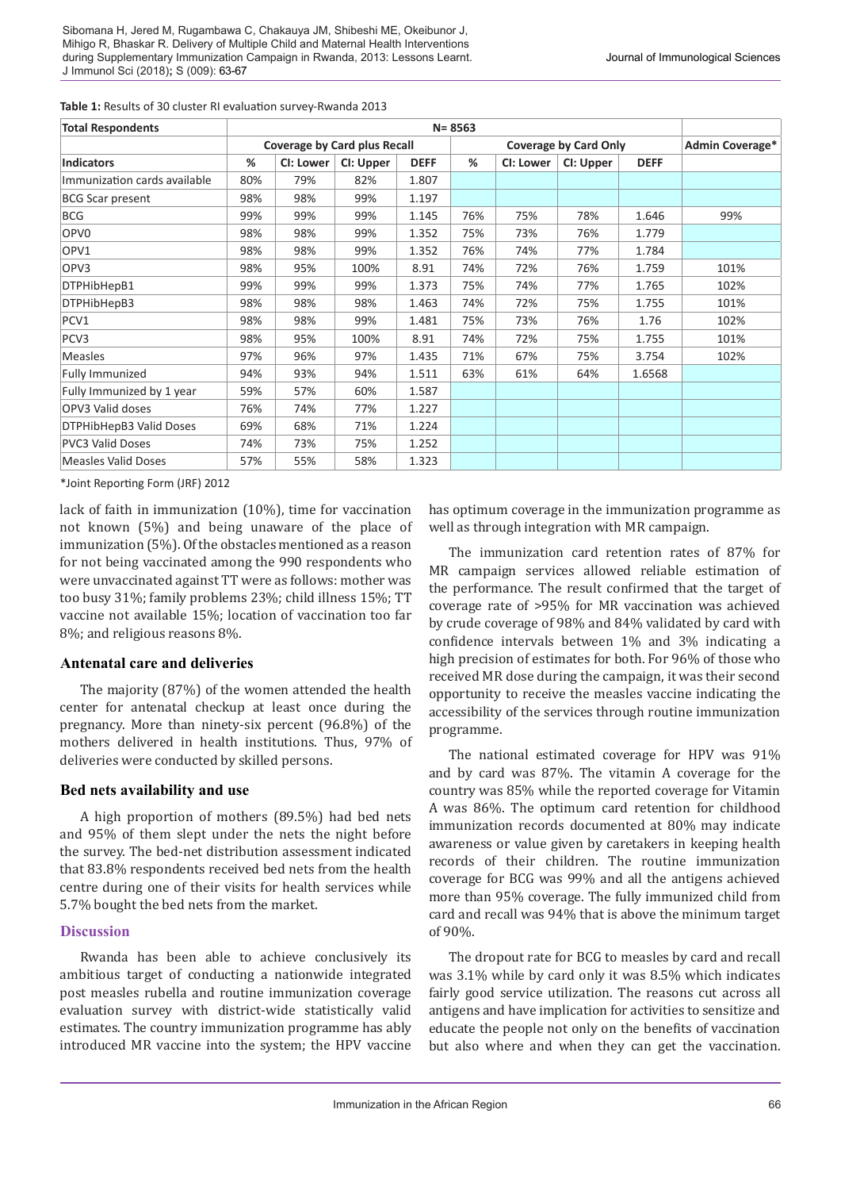**Table 1:** Results of 30 cluster RI evaluation survey-Rwanda 2013

| Total Respondents | N= 8563 | | | | | | | | |
|---|---|---|---|---|---|---|---|---|---|
| | Coverage by Card plus Recall | | | | Coverage by Card Only | | | | Admin Coverage* |
| Indicators | % | CI: Lower | CI: Upper | DEFF | % | CI: Lower | CI: Upper | DEFF | |
| Immunization cards available | 80% | 79% | 82% | 1.807 | | | | | |
| BCG Scar present | 98% | 98% | 99% | 1.197 | | | | | |
| BCG | 99% | 99% | 99% | 1.145 | 76% | 75% | 78% | 1.646 | 99% |
| OPV0 | 98% | 98% | 99% | 1.352 | 75% | 73% | 76% | 1.779 | |
| OPV1 | 98% | 98% | 99% | 1.352 | 76% | 74% | 77% | 1.784 | |
| OPV3 | 98% | 95% | 100% | 8.91 | 74% | 72% | 76% | 1.759 | 101% |
| DTPHibHepB1 | 99% | 99% | 99% | 1.373 | 75% | 74% | 77% | 1.765 | 102% |
| DTPHibHepB3 | 98% | 98% | 98% | 1.463 | 74% | 72% | 75% | 1.755 | 101% |
| PCV1 | 98% | 98% | 99% | 1.481 | 75% | 73% | 76% | 1.76 | 102% |
| PCV3 | 98% | 95% | 100% | 8.91 | 74% | 72% | 75% | 1.755 | 101% |
| Measles | 97% | 96% | 97% | 1.435 | 71% | 67% | 75% | 3.754 | 102% |
| Fully Immunized | 94% | 93% | 94% | 1.511 | 63% | 61% | 64% | 1.6568 | |
| Fully Immunized by 1 year | 59% | 57% | 60% | 1.587 | | | | | |
| OPV3 Valid doses | 76% | 74% | 77% | 1.227 | | | | | |
| DTPHibHepB3 Valid Doses | 69% | 68% | 71% | 1.224 | | | | | |
| PVC3 Valid Doses | 74% | 73% | 75% | 1.252 | | | | | |
| Measles Valid Doses | 57% | 55% | 58% | 1.323 | | | | | |

*Joint Reporting Form (JRF) 2012

lack of faith in immunization (10%), time for vaccination not known (5%) and being unaware of the place of immunization (5%). Of the obstacles mentioned as a reason for not being vaccinated among the 990 respondents who were unvaccinated against TT were as follows: mother was too busy 31%; family problems 23%; child illness 15%; TT vaccine not available 15%; location of vaccination too far 8%; and religious reasons 8%.

### Antenatal care and deliveries

The majority (87%) of the women attended the health center for antenatal checkup at least once during the pregnancy. More than ninety-six percent (96.8%) of the mothers delivered in health institutions. Thus, 97% of deliveries were conducted by skilled persons.

### Bed nets availability and use

A high proportion of mothers (89.5%) had bed nets and 95% of them slept under the nets the night before the survey. The bed-net distribution assessment indicated that 83.8% respondents received bed nets from the health centre during one of their visits for health services while 5.7% bought the bed nets from the market.

## Discussion

Rwanda has been able to achieve conclusively its ambitious target of conducting a nationwide integrated post measles rubella and routine immunization coverage evaluation survey with district-wide statistically valid estimates. The country immunization programme has ably introduced MR vaccine into the system; the HPV vaccine has optimum coverage in the immunization programme as well as through integration with MR campaign.

The immunization card retention rates of 87% for MR campaign services allowed reliable estimation of the performance. The result confirmed that the target of coverage rate of >95% for MR vaccination was achieved by crude coverage of 98% and 84% validated by card with confidence intervals between 1% and 3% indicating a high precision of estimates for both. For 96% of those who received MR dose during the campaign, it was their second opportunity to receive the measles vaccine indicating the accessibility of the services through routine immunization programme.

The national estimated coverage for HPV was 91% and by card was 87%. The vitamin A coverage for the country was 85% while the reported coverage for Vitamin A was 86%. The optimum card retention for childhood immunization records documented at 80% may indicate awareness or value given by caretakers in keeping health records of their children. The routine immunization coverage for BCG was 99% and all the antigens achieved more than 95% coverage. The fully immunized child from card and recall was 94% that is above the minimum target of 90%.

The dropout rate for BCG to measles by card and recall was 3.1% while by card only it was 8.5% which indicates fairly good service utilization. The reasons cut across all antigens and have implication for activities to sensitize and educate the people not only on the benefits of vaccination but also where and when they can get the vaccination.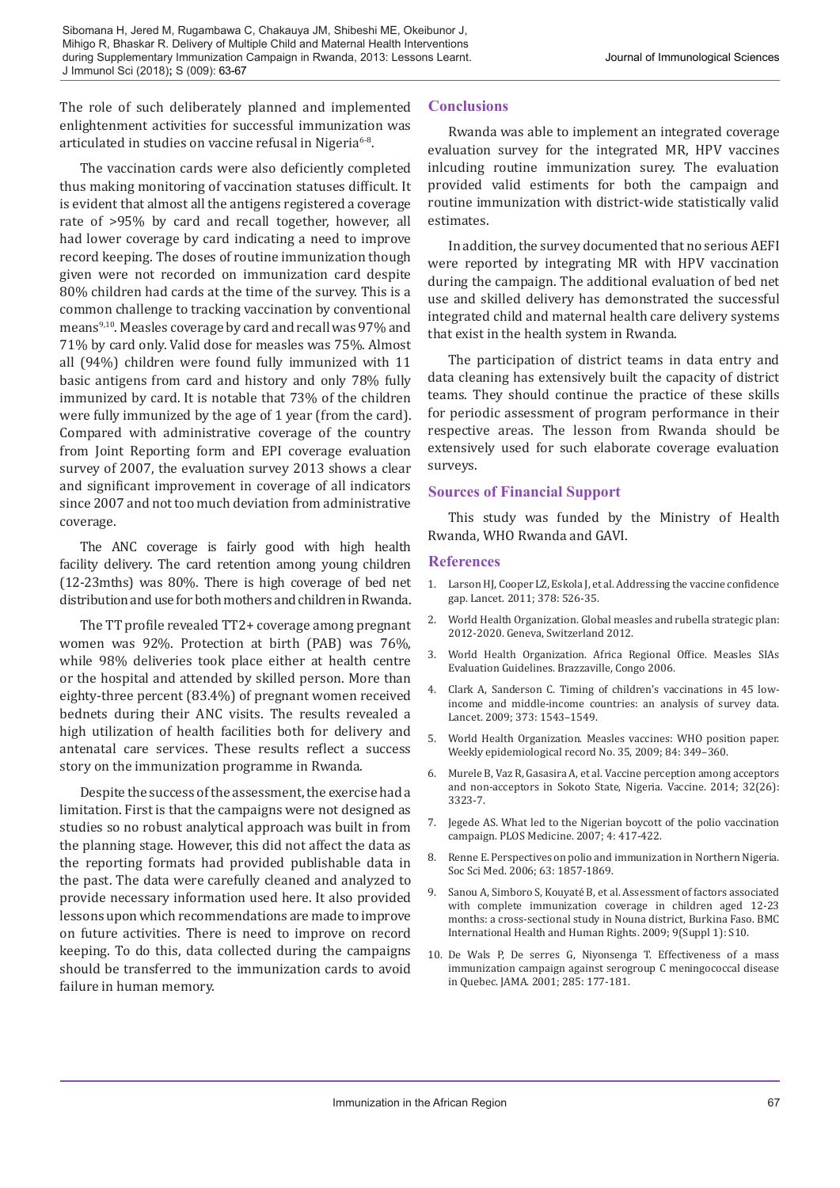The role of such deliberately planned and implemented enlightenment activities for successful immunization was articulated in studies on vaccine refusal in Nigeria[6-8].

The vaccination cards were also deficiently completed thus making monitoring of vaccination statuses difficult. It is evident that almost all the antigens registered a coverage rate of >95% by card and recall together, however, all had lower coverage by card indicating a need to improve record keeping. The doses of routine immunization though given were not recorded on immunization card despite 80% children had cards at the time of the survey. This is a common challenge to tracking vaccination by conventional means[9,10]. Measles coverage by card and recall was 97% and 71% by card only. Valid dose for measles was 75%. Almost all (94%) children were found fully immunized with 11 basic antigens from card and history and only 78% fully immunized by card. It is notable that 73% of the children were fully immunized by the age of 1 year (from the card). Compared with administrative coverage of the country from Joint Reporting form and EPI coverage evaluation survey of 2007, the evaluation survey 2013 shows a clear and significant improvement in coverage of all indicators since 2007 and not too much deviation from administrative coverage.

The ANC coverage is fairly good with high health facility delivery. The card retention among young children (12-23mths) was 80%. There is high coverage of bed net distribution and use for both mothers and children in Rwanda.

The TT profile revealed TT2+ coverage among pregnant women was 92%. Protection at birth (PAB) was 76%, while 98% deliveries took place either at health centre or the hospital and attended by skilled person. More than eighty-three percent (83.4%) of pregnant women received bednets during their ANC visits. The results revealed a high utilization of health facilities both for delivery and antenatal care services. These results reflect a success story on the immunization programme in Rwanda.

Despite the success of the assessment, the exercise had a limitation. First is that the campaigns were not designed as studies so no robust analytical approach was built in from the planning stage. However, this did not affect the data as the reporting formats had provided publishable data in the past. The data were carefully cleaned and analyzed to provide necessary information used here. It also provided lessons upon which recommendations are made to improve on future activities. There is need to improve on record keeping. To do this, data collected during the campaigns should be transferred to the immunization cards to avoid failure in human memory.

## Conclusions

Rwanda was able to implement an integrated coverage evaluation survey for the integrated MR, HPV vaccines inlcuding routine immunization surey. The evaluation provided valid estiments for both the campaign and routine immunization with district-wide statistically valid estimates.

In addition, the survey documented that no serious AEFI were reported by integrating MR with HPV vaccination during the campaign. The additional evaluation of bed net use and skilled delivery has demonstrated the successful integrated child and maternal health care delivery systems that exist in the health system in Rwanda.

The participation of district teams in data entry and data cleaning has extensively built the capacity of district teams. They should continue the practice of these skills for periodic assessment of program performance in their respective areas. The lesson from Rwanda should be extensively used for such elaborate coverage evaluation surveys.

## Sources of Financial Support

This study was funded by the Ministry of Health Rwanda, WHO Rwanda and GAVI.

## References

1. Larson HJ, Cooper LZ, Eskola J, et al. Addressing the vaccine confidence gap. Lancet. 2011; 378: 526-35.
2. World Health Organization. Global measles and rubella strategic plan: 2012-2020. Geneva, Switzerland 2012.
3. World Health Organization. Africa Regional Office. Measles SIAs Evaluation Guidelines. Brazzaville, Congo 2006.
4. Clark A, Sanderson C. Timing of children's vaccinations in 45 low-income and middle-income countries: an analysis of survey data. Lancet. 2009; 373: 1543–1549.
5. World Health Organization. Measles vaccines: WHO position paper. Weekly epidemiological record No. 35, 2009; 84: 349–360.
6. Murele B, Vaz R, Gasasira A, et al. Vaccine perception among acceptors and non-acceptors in Sokoto State, Nigeria. Vaccine. 2014; 32(26): 3323-7.
7. Jegede AS. What led to the Nigerian boycott of the polio vaccination campaign. PLOS Medicine. 2007; 4: 417-422.
8. Renne E. Perspectives on polio and immunization in Northern Nigeria. Soc Sci Med. 2006; 63: 1857-1869.
9. Sanou A, Simboro S, Kouyaté B, et al. Assessment of factors associated with complete immunization coverage in children aged 12-23 months: a cross-sectional study in Nouna district, Burkina Faso. BMC International Health and Human Rights. 2009; 9(Suppl 1): S10.
10. De Wals P, De serres G, Niyonsenga T. Effectiveness of a mass immunization campaign against serogroup C meningococcal disease in Quebec. JAMA. 2001; 285: 177-181.